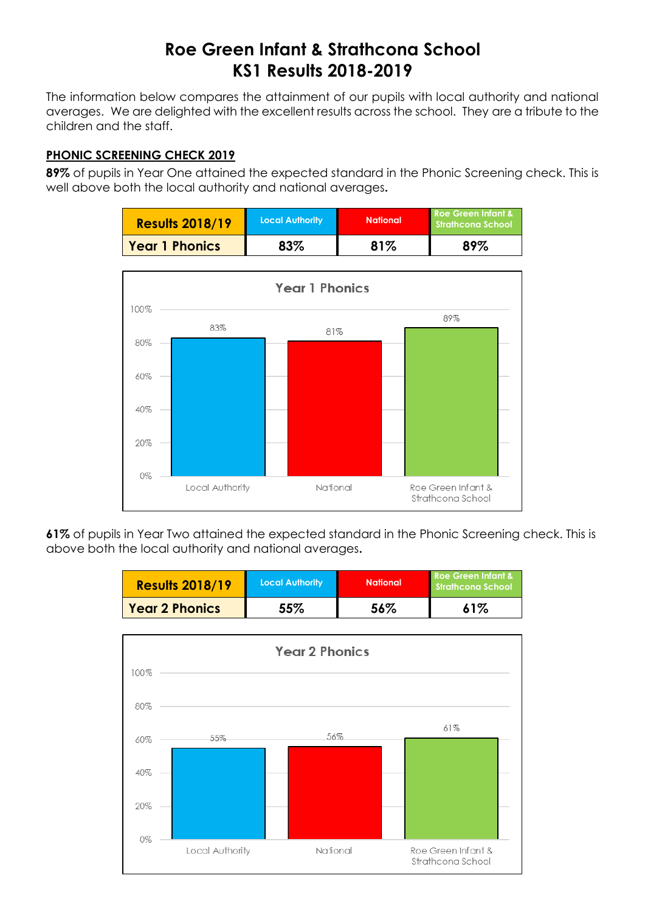# Roe Green Infant & Strathcona School
# KS1 Results 2018-2019

The information below compares the attainment of our pupils with local authority and national averages. We are delighted with the excellent results across the school. They are a tribute to the children and the staff.

## PHONIC SCREENING CHECK 2019

**89%** of pupils in Year One attained the expected standard in the Phonic Screening check. This is well above both the local authority and national averages.

| Results 2018/19 | Local Authority | National | Roe Green Infant & Strathcona School |
|---|---|---|---|
| Year 1 Phonics | 83% | 81% | 89% |

**Year 1 Phonics**

| | Local Authority | National | Roe Green Infant & Strathcona School |
|---|---|---|---|
| Year 1 Phonics | 83% | 81% | 89% |

**61%** of pupils in Year Two attained the expected standard in the Phonic Screening check. This is above both the local authority and national averages.

| Results 2018/19 | Local Authority | National | Roe Green Infant & Strathcona School |
|---|---|---|---|
| Year 2 Phonics | 55% | 56% | 61% |

**Year 2 Phonics**

| | Local Authority | National | Roe Green Infant & Strathcona School |
|---|---|---|---|
| Year 2 Phonics | 55% | 56% | 61% |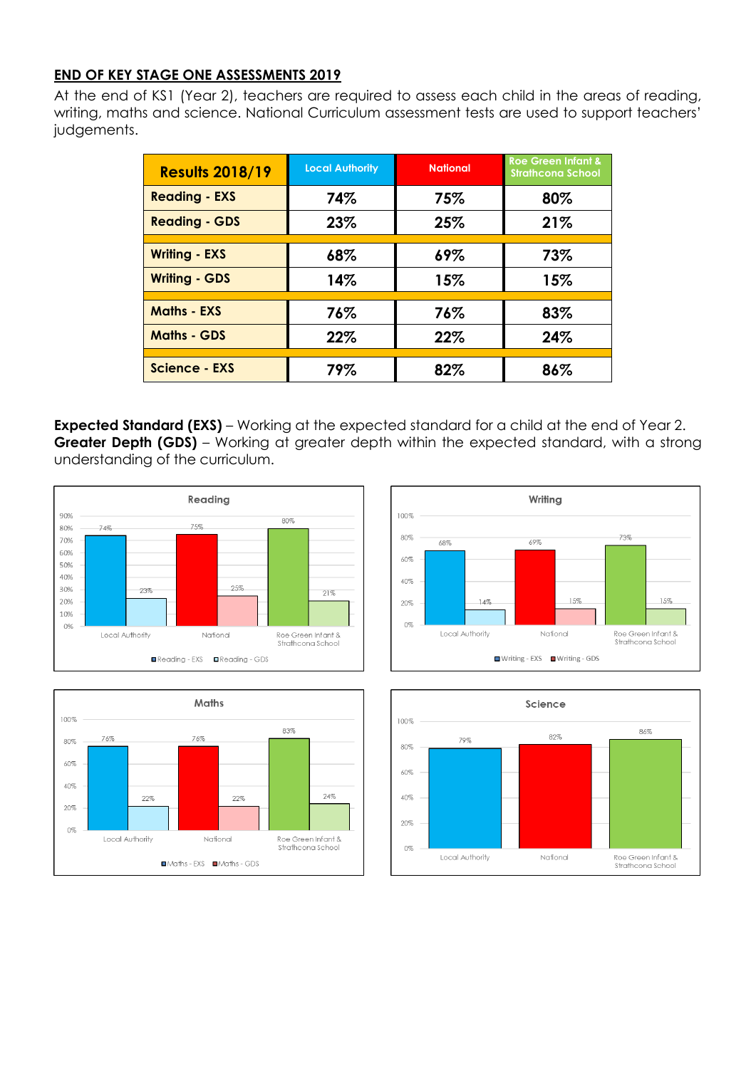## END OF KEY STAGE ONE ASSESSMENTS 2019

At the end of KS1 (Year 2), teachers are required to assess each child in the areas of reading, writing, maths and science. National Curriculum assessment tests are used to support teachers' judgements.

| Results 2018/19 | Local Authority | National | Roe Green Infant & Strathcona School |
|---|---|---|---|
| Reading - EXS | 74% | 75% | 80% |
| Reading - GDS | 23% | 25% | 21% |
| Writing - EXS | 68% | 69% | 73% |
| Writing - GDS | 14% | 15% | 15% |
| Maths - EXS | 76% | 76% | 83% |
| Maths - GDS | 22% | 22% | 24% |
| Science - EXS | 79% | 82% | 86% |

**Expected Standard (EXS)** – Working at the expected standard for a child at the end of Year 2.
**Greater Depth (GDS)** – Working at greater depth within the expected standard, with a strong understanding of the curriculum.

**Reading**

| | Reading - EXS | Reading - GDS |
|---|---|---|
| Local Authority | 74% | 23% |
| National | 75% | 25% |
| Roe Green Infant & Strathcona School | 80% | 21% |

**Writing**

| | Writing - EXS | Writing - GDS |
|---|---|---|
| Local Authority | 68% | 14% |
| National | 69% | 15% |
| Roe Green Infant & Strathcona School | 73% | 15% |

**Maths**

| | Maths - EXS | Maths - GDS |
|---|---|---|
| Local Authority | 76% | 22% |
| National | 76% | 22% |
| Roe Green Infant & Strathcona School | 83% | 24% |

**Science**

| | Science |
|---|---|
| Local Authority | 79% |
| National | 82% |
| Roe Green Infant & Strathcona School | 86% |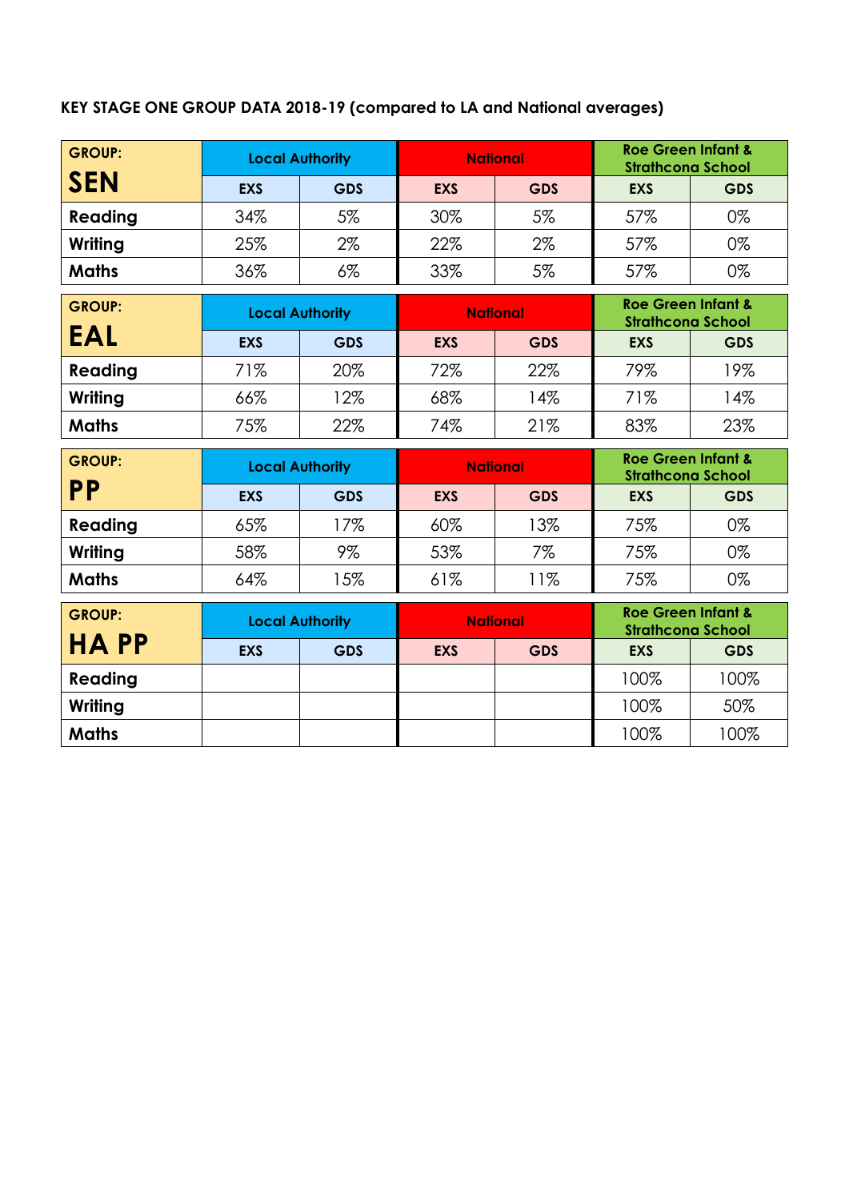**KEY STAGE ONE GROUP DATA 2018-19 (compared to LA and National averages)**

| GROUP: SEN | Local Authority | | National | | Roe Green Infant & Strathcona School | |
|---|---|---|---|---|---|---|
| | EXS | GDS | EXS | GDS | EXS | GDS |
| Reading | 34% | 5% | 30% | 5% | 57% | 0% |
| Writing | 25% | 2% | 22% | 2% | 57% | 0% |
| Maths | 36% | 6% | 33% | 5% | 57% | 0% |

| GROUP: EAL | Local Authority | | National | | Roe Green Infant & Strathcona School | |
|---|---|---|---|---|---|---|
| | EXS | GDS | EXS | GDS | EXS | GDS |
| Reading | 71% | 20% | 72% | 22% | 79% | 19% |
| Writing | 66% | 12% | 68% | 14% | 71% | 14% |
| Maths | 75% | 22% | 74% | 21% | 83% | 23% |

| GROUP: PP | Local Authority | | National | | Roe Green Infant & Strathcona School | |
|---|---|---|---|---|---|---|
| | EXS | GDS | EXS | GDS | EXS | GDS |
| Reading | 65% | 17% | 60% | 13% | 75% | 0% |
| Writing | 58% | 9% | 53% | 7% | 75% | 0% |
| Maths | 64% | 15% | 61% | 11% | 75% | 0% |

| GROUP: HA PP | Local Authority | | National | | Roe Green Infant & Strathcona School | |
|---|---|---|---|---|---|---|
| | EXS | GDS | EXS | GDS | EXS | GDS |
| Reading | | | | | 100% | 100% |
| Writing | | | | | 100% | 50% |
| Maths | | | | | 100% | 100% |